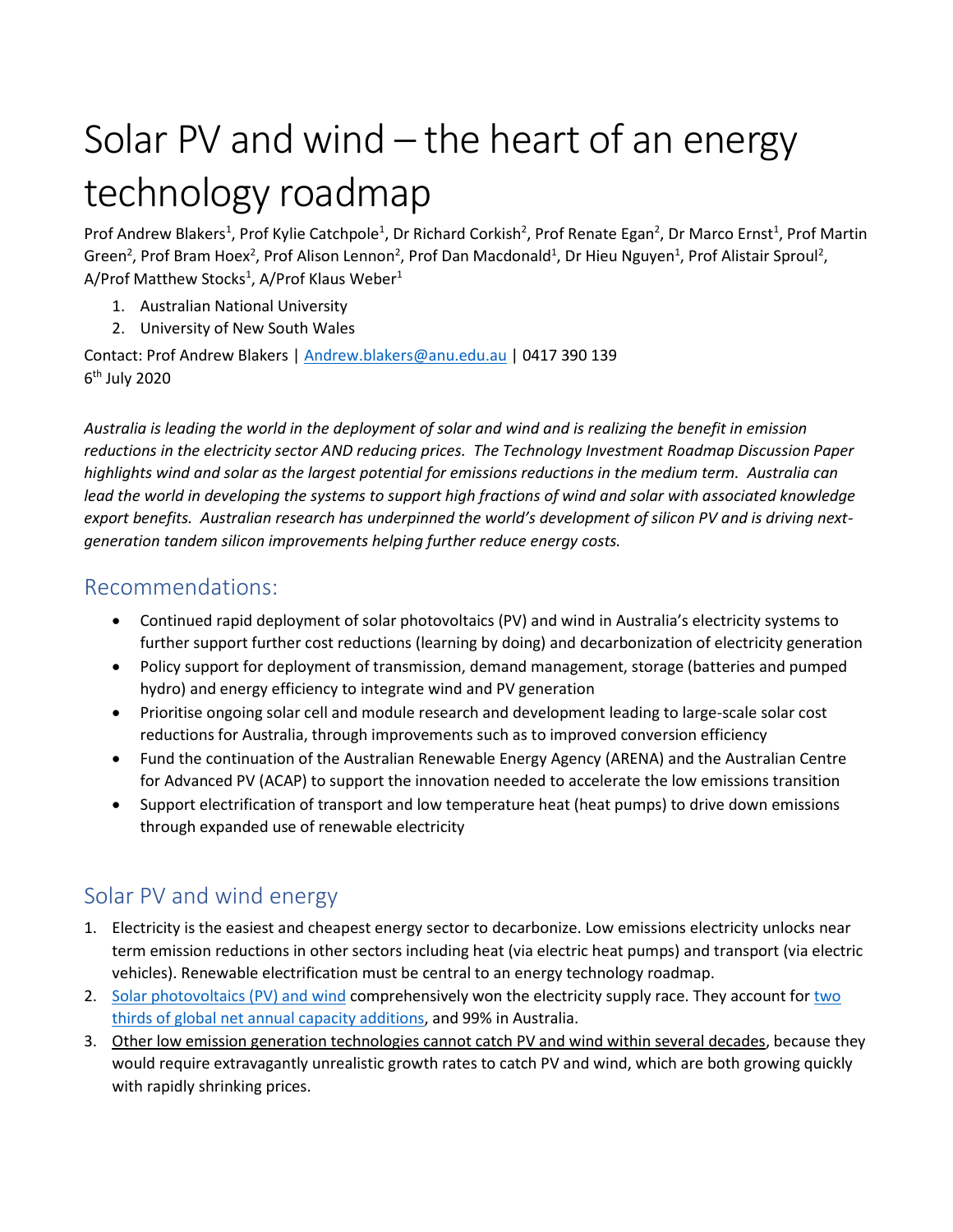# Solar PV and wind – the heart of an energy technology roadmap

Prof Andrew Blakers[1], Prof Kylie Catchpole[1], Dr Richard Corkish[2], Prof Renate Egan[2], Dr Marco Ernst[1], Prof Martin Green[2], Prof Bram Hoex[2], Prof Alison Lennon[2], Prof Dan Macdonald[1], Dr Hieu Nguyen[1], Prof Alistair Sproul[2], A/Prof Matthew Stocks[1], A/Prof Klaus Weber[1]

1. Australian National University
2. University of New South Wales

Contact: Prof Andrew Blakers | Andrew.blakers@anu.edu.au | 0417 390 139
6th July 2020

*Australia is leading the world in the deployment of solar and wind and is realizing the benefit in emission reductions in the electricity sector AND reducing prices. The Technology Investment Roadmap Discussion Paper highlights wind and solar as the largest potential for emissions reductions in the medium term. Australia can lead the world in developing the systems to support high fractions of wind and solar with associated knowledge export benefits. Australian research has underpinned the world's development of silicon PV and is driving next-generation tandem silicon improvements helping further reduce energy costs.*

## Recommendations:

- Continued rapid deployment of solar photovoltaics (PV) and wind in Australia's electricity systems to further support further cost reductions (learning by doing) and decarbonization of electricity generation
- Policy support for deployment of transmission, demand management, storage (batteries and pumped hydro) and energy efficiency to integrate wind and PV generation
- Prioritise ongoing solar cell and module research and development leading to large-scale solar cost reductions for Australia, through improvements such as to improved conversion efficiency
- Fund the continuation of the Australian Renewable Energy Agency (ARENA) and the Australian Centre for Advanced PV (ACAP) to support the innovation needed to accelerate the low emissions transition
- Support electrification of transport and low temperature heat (heat pumps) to drive down emissions through expanded use of renewable electricity

## Solar PV and wind energy

1. Electricity is the easiest and cheapest energy sector to decarbonize. Low emissions electricity unlocks near term emission reductions in other sectors including heat (via electric heat pumps) and transport (via electric vehicles). Renewable electrification must be central to an energy technology roadmap.
2. Solar photovoltaics (PV) and wind comprehensively won the electricity supply race. They account for two thirds of global net annual capacity additions, and 99% in Australia.
3. Other low emission generation technologies cannot catch PV and wind within several decades, because they would require extravagantly unrealistic growth rates to catch PV and wind, which are both growing quickly with rapidly shrinking prices.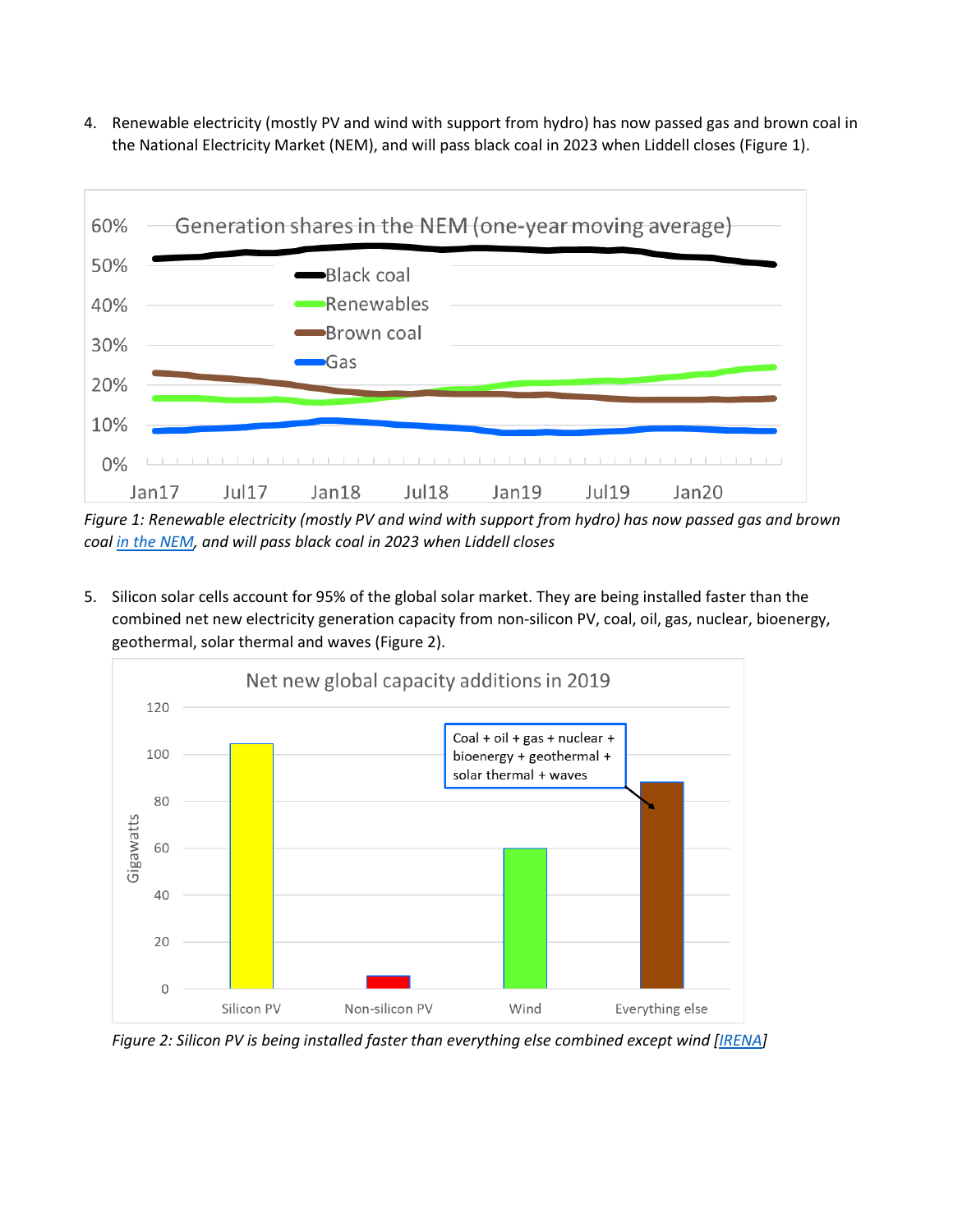4. Renewable electricity (mostly PV and wind with support from hydro) has now passed gas and brown coal in the National Electricity Market (NEM), and will pass black coal in 2023 when Liddell closes (Figure 1).

*Figure 1: Renewable electricity (mostly PV and wind with support from hydro) has now passed gas and brown coal [in the NEM](), and will pass black coal in 2023 when Liddell closes*

5. Silicon solar cells account for 95% of the global solar market. They are being installed faster than the combined net new electricity generation capacity from non-silicon PV, coal, oil, gas, nuclear, bioenergy, geothermal, solar thermal and waves (Figure 2).

*Figure 2: Silicon PV is being installed faster than everything else combined except wind [[IRENA]()]*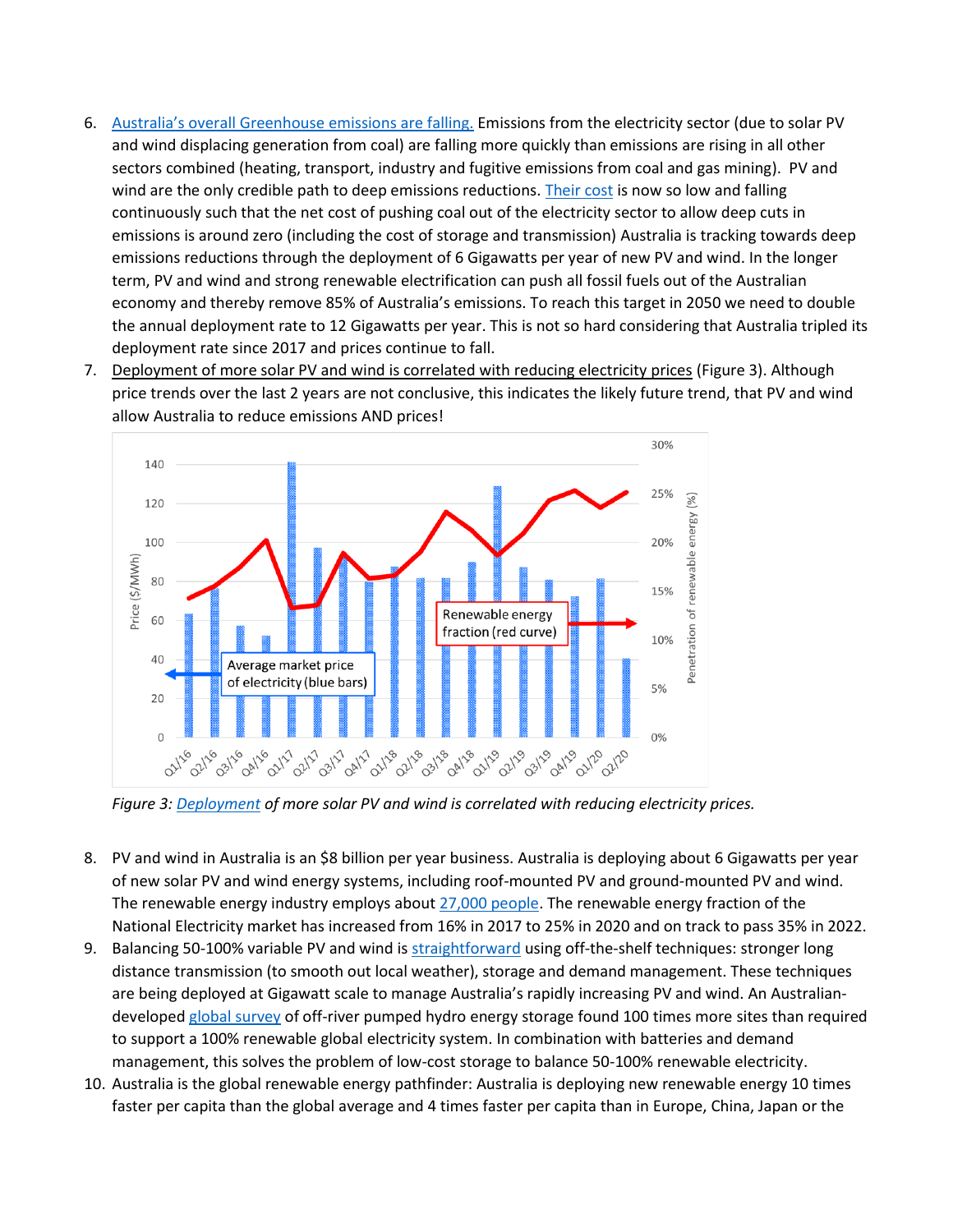6. [Australia's overall Greenhouse emissions are falling.](#) Emissions from the electricity sector (due to solar PV and wind displacing generation from coal) are falling more quickly than emissions are rising in all other sectors combined (heating, transport, industry and fugitive emissions from coal and gas mining). PV and wind are the only credible path to deep emissions reductions. [Their cost](#) is now so low and falling continuously such that the net cost of pushing coal out of the electricity sector to allow deep cuts in emissions is around zero (including the cost of storage and transmission) Australia is tracking towards deep emissions reductions through the deployment of 6 Gigawatts per year of new PV and wind. In the longer term, PV and wind and strong renewable electrification can push all fossil fuels out of the Australian economy and thereby remove 85% of Australia's emissions. To reach this target in 2050 we need to double the annual deployment rate to 12 Gigawatts per year. This is not so hard considering that Australia tripled its deployment rate since 2017 and prices continue to fall.
7. Deployment of more solar PV and wind is correlated with reducing electricity prices (Figure 3). Although price trends over the last 2 years are not conclusive, this indicates the likely future trend, that PV and wind allow Australia to reduce emissions AND prices!

*Figure 3: [Deployment](#) of more solar PV and wind is correlated with reducing electricity prices.*

8. PV and wind in Australia is an $8 billion per year business. Australia is deploying about 6 Gigawatts per year of new solar PV and wind energy systems, including roof-mounted PV and ground-mounted PV and wind. The renewable energy industry employs about [27,000 people](#). The renewable energy fraction of the National Electricity market has increased from 16% in 2017 to 25% in 2020 and on track to pass 35% in 2022.
9. Balancing 50-100% variable PV and wind is [straightforward](#) using off-the-shelf techniques: stronger long distance transmission (to smooth out local weather), storage and demand management. These techniques are being deployed at Gigawatt scale to manage Australia's rapidly increasing PV and wind. An Australian-developed [global survey](#) of off-river pumped hydro energy storage found 100 times more sites than required to support a 100% renewable global electricity system. In combination with batteries and demand management, this solves the problem of low-cost storage to balance 50-100% renewable electricity.
10. Australia is the global renewable energy pathfinder: Australia is deploying new renewable energy 10 times faster per capita than the global average and 4 times faster per capita than in Europe, China, Japan or the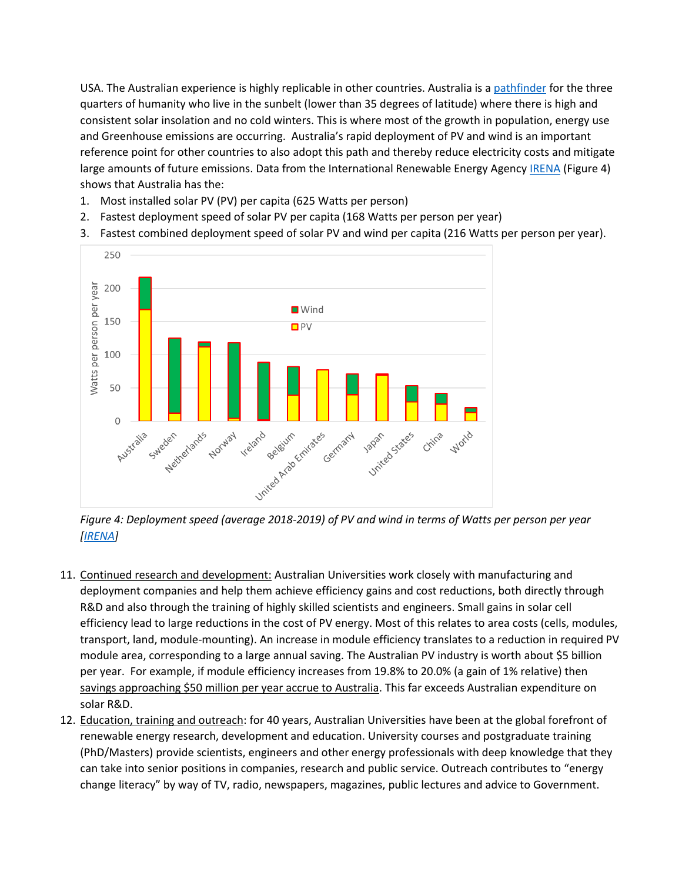USA. The Australian experience is highly replicable in other countries. Australia is a pathfinder for the three quarters of humanity who live in the sunbelt (lower than 35 degrees of latitude) where there is high and consistent solar insolation and no cold winters. This is where most of the growth in population, energy use and Greenhouse emissions are occurring. Australia's rapid deployment of PV and wind is an important reference point for other countries to also adopt this path and thereby reduce electricity costs and mitigate large amounts of future emissions. Data from the International Renewable Energy Agency IRENA (Figure 4) shows that Australia has the:

1. Most installed solar PV (PV) per capita (625 Watts per person)
2. Fastest deployment speed of solar PV per capita (168 Watts per person per year)
3. Fastest combined deployment speed of solar PV and wind per capita (216 Watts per person per year).

*Figure 4: Deployment speed (average 2018-2019) of PV and wind in terms of Watts per person per year [IRENA]*

11. Continued research and development: Australian Universities work closely with manufacturing and deployment companies and help them achieve efficiency gains and cost reductions, both directly through R&D and also through the training of highly skilled scientists and engineers. Small gains in solar cell efficiency lead to large reductions in the cost of PV energy. Most of this relates to area costs (cells, modules, transport, land, module-mounting). An increase in module efficiency translates to a reduction in required PV module area, corresponding to a large annual saving. The Australian PV industry is worth about $5 billion per year. For example, if module efficiency increases from 19.8% to 20.0% (a gain of 1% relative) then savings approaching $50 million per year accrue to Australia. This far exceeds Australian expenditure on solar R&D.
12. Education, training and outreach: for 40 years, Australian Universities have been at the global forefront of renewable energy research, development and education. University courses and postgraduate training (PhD/Masters) provide scientists, engineers and other energy professionals with deep knowledge that they can take into senior positions in companies, research and public service. Outreach contributes to "energy change literacy" by way of TV, radio, newspapers, magazines, public lectures and advice to Government.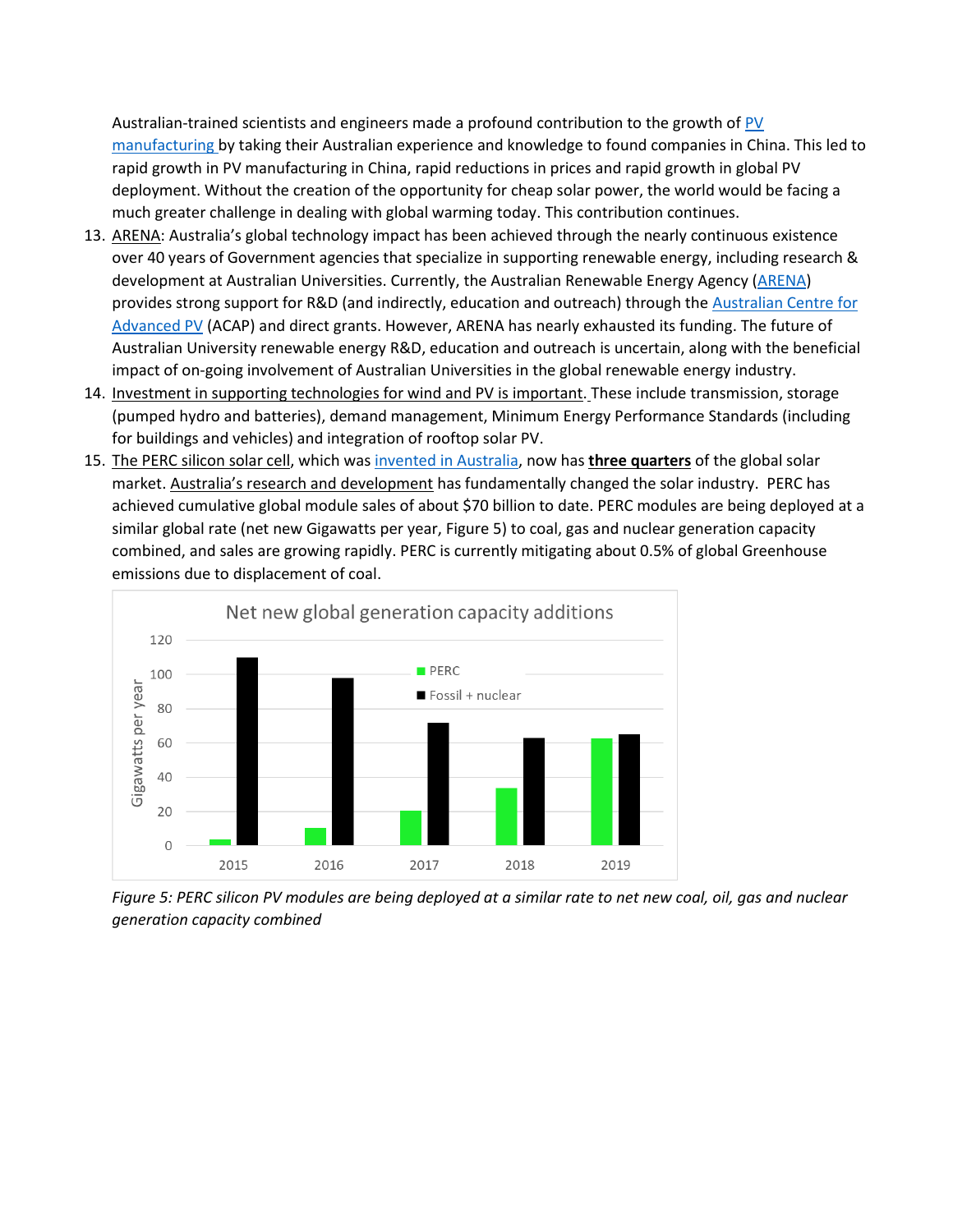Australian-trained scientists and engineers made a profound contribution to the growth of PV manufacturing by taking their Australian experience and knowledge to found companies in China. This led to rapid growth in PV manufacturing in China, rapid reductions in prices and rapid growth in global PV deployment. Without the creation of the opportunity for cheap solar power, the world would be facing a much greater challenge in dealing with global warming today. This contribution continues.

13. ARENA: Australia's global technology impact has been achieved through the nearly continuous existence over 40 years of Government agencies that specialize in supporting renewable energy, including research & development at Australian Universities. Currently, the Australian Renewable Energy Agency (ARENA) provides strong support for R&D (and indirectly, education and outreach) through the Australian Centre for Advanced PV (ACAP) and direct grants. However, ARENA has nearly exhausted its funding. The future of Australian University renewable energy R&D, education and outreach is uncertain, along with the beneficial impact of on-going involvement of Australian Universities in the global renewable energy industry.
14. Investment in supporting technologies for wind and PV is important. These include transmission, storage (pumped hydro and batteries), demand management, Minimum Energy Performance Standards (including for buildings and vehicles) and integration of rooftop solar PV.
15. The PERC silicon solar cell, which was invented in Australia, now has **three quarters** of the global solar market. Australia's research and development has fundamentally changed the solar industry. PERC has achieved cumulative global module sales of about $70 billion to date. PERC modules are being deployed at a similar global rate (net new Gigawatts per year, Figure 5) to coal, gas and nuclear generation capacity combined, and sales are growing rapidly. PERC is currently mitigating about 0.5% of global Greenhouse emissions due to displacement of coal.

Net new global generation capacity additions

Gigawatts per year

0
20
40
60
80
100
120

2015
2016
2017
2018
2019

PERC
Fossil + nuclear

*Figure 5: PERC silicon PV modules are being deployed at a similar rate to net new coal, oil, gas and nuclear generation capacity combined*